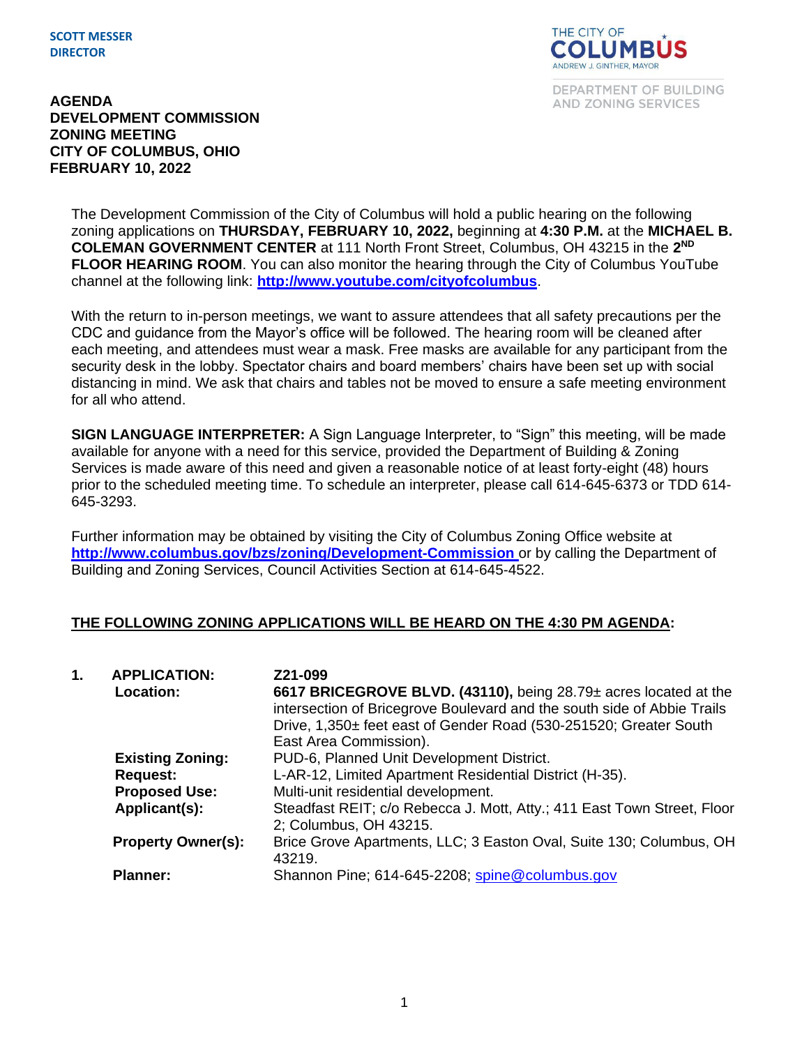**SCOTT MESSER**
**DIRECTOR**

THE CITY OF
COLUMBUS
ANDREW J. GINTHER, MAYOR

DEPARTMENT OF BUILDING AND ZONING SERVICES

**AGENDA**
**DEVELOPMENT COMMISSION**
**ZONING MEETING**
**CITY OF COLUMBUS, OHIO**
**FEBRUARY 10, 2022**

The Development Commission of the City of Columbus will hold a public hearing on the following zoning applications on **THURSDAY, FEBRUARY 10, 2022,** beginning at **4:30 P.M.** at the **MICHAEL B. COLEMAN GOVERNMENT CENTER** at 111 North Front Street, Columbus, OH 43215 in the **2ND FLOOR HEARING ROOM**. You can also monitor the hearing through the City of Columbus YouTube channel at the following link: **http://www.youtube.com/cityofcolumbus**.

With the return to in-person meetings, we want to assure attendees that all safety precautions per the CDC and guidance from the Mayor's office will be followed. The hearing room will be cleaned after each meeting, and attendees must wear a mask. Free masks are available for any participant from the security desk in the lobby. Spectator chairs and board members' chairs have been set up with social distancing in mind. We ask that chairs and tables not be moved to ensure a safe meeting environment for all who attend.

**SIGN LANGUAGE INTERPRETER:** A Sign Language Interpreter, to "Sign" this meeting, will be made available for anyone with a need for this service, provided the Department of Building & Zoning Services is made aware of this need and given a reasonable notice of at least forty-eight (48) hours prior to the scheduled meeting time. To schedule an interpreter, please call 614-645-6373 or TDD 614-645-3293.

Further information may be obtained by visiting the City of Columbus Zoning Office website at **http://www.columbus.gov/bzs/zoning/Development-Commission** or by calling the Department of Building and Zoning Services, Council Activities Section at 614-645-4522.

**THE FOLLOWING ZONING APPLICATIONS WILL BE HEARD ON THE 4:30 PM AGENDA:**

**1. APPLICATION:** **Z21-099**

**Location:** **6617 BRICEGROVE BLVD. (43110),** being 28.79± acres located at the intersection of Bricegrove Boulevard and the south side of Abbie Trails Drive, 1,350± feet east of Gender Road (530-251520; Greater South East Area Commission).

**Existing Zoning:** PUD-6, Planned Unit Development District.

**Request:** L-AR-12, Limited Apartment Residential District (H-35).

**Proposed Use:** Multi-unit residential development.

**Applicant(s):** Steadfast REIT; c/o Rebecca J. Mott, Atty.; 411 East Town Street, Floor 2; Columbus, OH 43215.

**Property Owner(s):** Brice Grove Apartments, LLC; 3 Easton Oval, Suite 130; Columbus, OH 43219.

**Planner:** Shannon Pine; 614-645-2208; spine@columbus.gov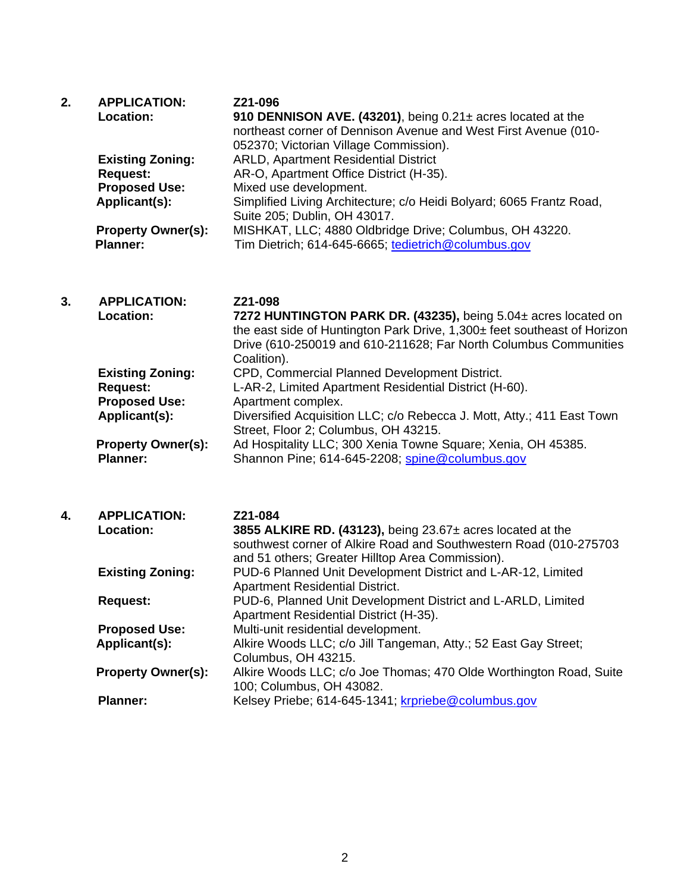2. **APPLICATION:** Z21-096

**Location:** **910 DENNISON AVE. (43201)**, being 0.21± acres located at the northeast corner of Dennison Avenue and West First Avenue (010-052370; Victorian Village Commission).

**Existing Zoning:** ARLD, Apartment Residential District

**Request:** AR-O, Apartment Office District (H-35).

**Proposed Use:** Mixed use development.

**Applicant(s):** Simplified Living Architecture; c/o Heidi Bolyard; 6065 Frantz Road, Suite 205; Dublin, OH 43017.

**Property Owner(s):** MISHKAT, LLC; 4880 Oldbridge Drive; Columbus, OH 43220.

**Planner:** Tim Dietrich; 614-645-6665; tedietrich@columbus.gov

3. **APPLICATION:** Z21-098

**Location:** **7272 HUNTINGTON PARK DR. (43235),** being 5.04± acres located on the east side of Huntington Park Drive, 1,300± feet southeast of Horizon Drive (610-250019 and 610-211628; Far North Columbus Communities Coalition).

**Existing Zoning:** CPD, Commercial Planned Development District.

**Request:** L-AR-2, Limited Apartment Residential District (H-60).

**Proposed Use:** Apartment complex.

**Applicant(s):** Diversified Acquisition LLC; c/o Rebecca J. Mott, Atty.; 411 East Town Street, Floor 2; Columbus, OH 43215.

**Property Owner(s):** Ad Hospitality LLC; 300 Xenia Towne Square; Xenia, OH 45385.

**Planner:** Shannon Pine; 614-645-2208; spine@columbus.gov

4. **APPLICATION:** Z21-084

**Location:** **3855 ALKIRE RD. (43123),** being 23.67± acres located at the southwest corner of Alkire Road and Southwestern Road (010-275703 and 51 others; Greater Hilltop Area Commission).

**Existing Zoning:** PUD-6 Planned Unit Development District and L-AR-12, Limited Apartment Residential District.

**Request:** PUD-6, Planned Unit Development District and L-ARLD, Limited Apartment Residential District (H-35).

**Proposed Use:** Multi-unit residential development.

**Applicant(s):** Alkire Woods LLC; c/o Jill Tangeman, Atty.; 52 East Gay Street; Columbus, OH 43215.

**Property Owner(s):** Alkire Woods LLC; c/o Joe Thomas; 470 Olde Worthington Road, Suite 100; Columbus, OH 43082.

**Planner:** Kelsey Priebe; 614-645-1341; krpriebe@columbus.gov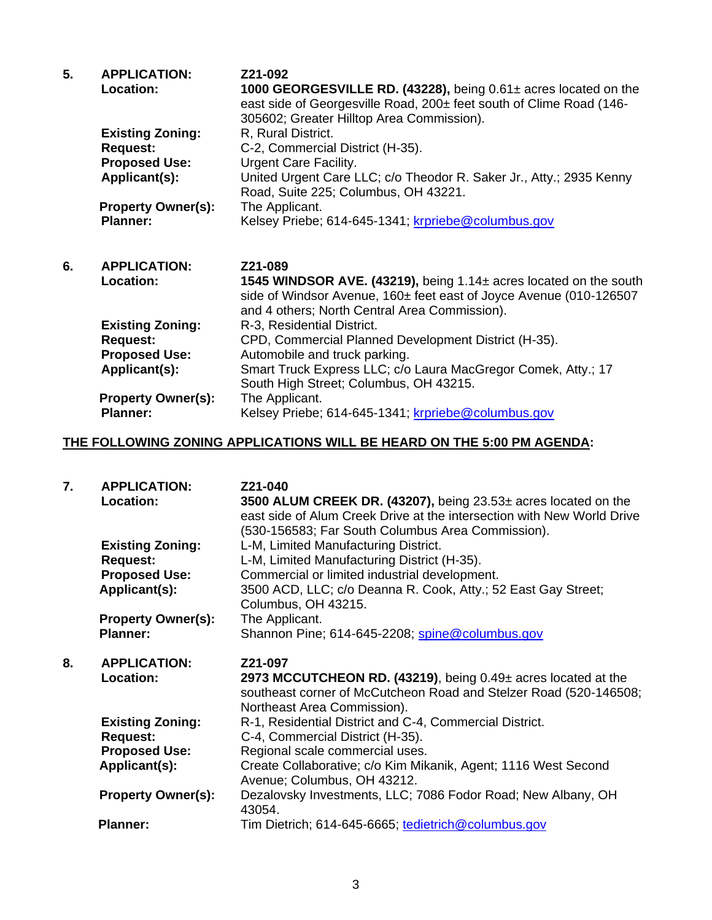5. **APPLICATION:** Z21-092

   **Location:** **1000 GEORGESVILLE RD. (43228),** being 0.61± acres located on the east side of Georgesville Road, 200± feet south of Clime Road (146-305602; Greater Hilltop Area Commission).

   **Existing Zoning:** R, Rural District.

   **Request:** C-2, Commercial District (H-35).

   **Proposed Use:** Urgent Care Facility.

   **Applicant(s):** United Urgent Care LLC; c/o Theodor R. Saker Jr., Atty.; 2935 Kenny Road, Suite 225; Columbus, OH 43221.

   **Property Owner(s):** The Applicant.

   **Planner:** Kelsey Priebe; 614-645-1341; krpriebe@columbus.gov

6. **APPLICATION:** Z21-089

   **Location:** **1545 WINDSOR AVE. (43219),** being 1.14± acres located on the south side of Windsor Avenue, 160± feet east of Joyce Avenue (010-126507 and 4 others; North Central Area Commission).

   **Existing Zoning:** R-3, Residential District.

   **Request:** CPD, Commercial Planned Development District (H-35).

   **Proposed Use:** Automobile and truck parking.

   **Applicant(s):** Smart Truck Express LLC; c/o Laura MacGregor Comek, Atty.; 17 South High Street; Columbus, OH 43215.

   **Property Owner(s):** The Applicant.

   **Planner:** Kelsey Priebe; 614-645-1341; krpriebe@columbus.gov

**THE FOLLOWING ZONING APPLICATIONS WILL BE HEARD ON THE 5:00 PM AGENDA:**

7. **APPLICATION:** Z21-040

   **Location:** **3500 ALUM CREEK DR. (43207),** being 23.53± acres located on the east side of Alum Creek Drive at the intersection with New World Drive (530-156583; Far South Columbus Area Commission).

   **Existing Zoning:** L-M, Limited Manufacturing District.

   **Request:** L-M, Limited Manufacturing District (H-35).

   **Proposed Use:** Commercial or limited industrial development.

   **Applicant(s):** 3500 ACD, LLC; c/o Deanna R. Cook, Atty.; 52 East Gay Street; Columbus, OH 43215.

   **Property Owner(s):** The Applicant.

   **Planner:** Shannon Pine; 614-645-2208; spine@columbus.gov

8. **APPLICATION:** Z21-097

   **Location:** **2973 MCCUTCHEON RD. (43219)**, being 0.49± acres located at the southeast corner of McCutcheon Road and Stelzer Road (520-146508; Northeast Area Commission).

   **Existing Zoning:** R-1, Residential District and C-4, Commercial District.

   **Request:** C-4, Commercial District (H-35).

   **Proposed Use:** Regional scale commercial uses.

   **Applicant(s):** Create Collaborative; c/o Kim Mikanik, Agent; 1116 West Second Avenue; Columbus, OH 43212.

   **Property Owner(s):** Dezalovsky Investments, LLC; 7086 Fodor Road; New Albany, OH 43054.

   **Planner:** Tim Dietrich; 614-645-6665; tedietrich@columbus.gov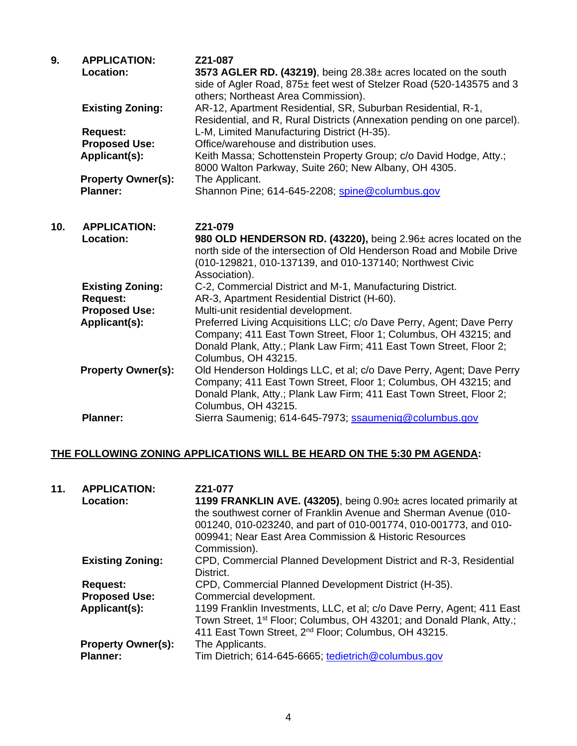**9. APPLICATION:** Z21-087

**Location:** **3573 AGLER RD. (43219)**, being 28.38± acres located on the south side of Agler Road, 875± feet west of Stelzer Road (520-143575 and 3 others; Northeast Area Commission).

**Existing Zoning:** AR-12, Apartment Residential, SR, Suburban Residential, R-1, Residential, and R, Rural Districts (Annexation pending on one parcel).

**Request:** L-M, Limited Manufacturing District (H-35).

**Proposed Use:** Office/warehouse and distribution uses.

**Applicant(s):** Keith Massa; Schottenstein Property Group; c/o David Hodge, Atty.; 8000 Walton Parkway, Suite 260; New Albany, OH 4305.

**Property Owner(s):** The Applicant.

**Planner:** Shannon Pine; 614-645-2208; spine@columbus.gov

**10. APPLICATION:** Z21-079

**Location:** **980 OLD HENDERSON RD. (43220),** being 2.96± acres located on the north side of the intersection of Old Henderson Road and Mobile Drive (010-129821, 010-137139, and 010-137140; Northwest Civic Association).

**Existing Zoning:** C-2, Commercial District and M-1, Manufacturing District.

**Request:** AR-3, Apartment Residential District (H-60).

**Proposed Use:** Multi-unit residential development.

**Applicant(s):** Preferred Living Acquisitions LLC; c/o Dave Perry, Agent; Dave Perry Company; 411 East Town Street, Floor 1; Columbus, OH 43215; and Donald Plank, Atty.; Plank Law Firm; 411 East Town Street, Floor 2; Columbus, OH 43215.

**Property Owner(s):** Old Henderson Holdings LLC, et al; c/o Dave Perry, Agent; Dave Perry Company; 411 East Town Street, Floor 1; Columbus, OH 43215; and Donald Plank, Atty.; Plank Law Firm; 411 East Town Street, Floor 2; Columbus, OH 43215.

**Planner:** Sierra Saumenig; 614-645-7973; ssaumenig@columbus.gov

**THE FOLLOWING ZONING APPLICATIONS WILL BE HEARD ON THE 5:30 PM AGENDA:**

**11. APPLICATION:** Z21-077

**Location:** **1199 FRANKLIN AVE. (43205)**, being 0.90± acres located primarily at the southwest corner of Franklin Avenue and Sherman Avenue (010-001240, 010-023240, and part of 010-001774, 010-001773, and 010-009941; Near East Area Commission & Historic Resources Commission).

**Existing Zoning:** CPD, Commercial Planned Development District and R-3, Residential District.

**Request:** CPD, Commercial Planned Development District (H-35).

**Proposed Use:** Commercial development.

**Applicant(s):** 1199 Franklin Investments, LLC, et al; c/o Dave Perry, Agent; 411 East Town Street, 1st Floor; Columbus, OH 43201; and Donald Plank, Atty.; 411 East Town Street, 2nd Floor; Columbus, OH 43215.

**Property Owner(s):** The Applicants.

**Planner:** Tim Dietrich; 614-645-6665; tedietrich@columbus.gov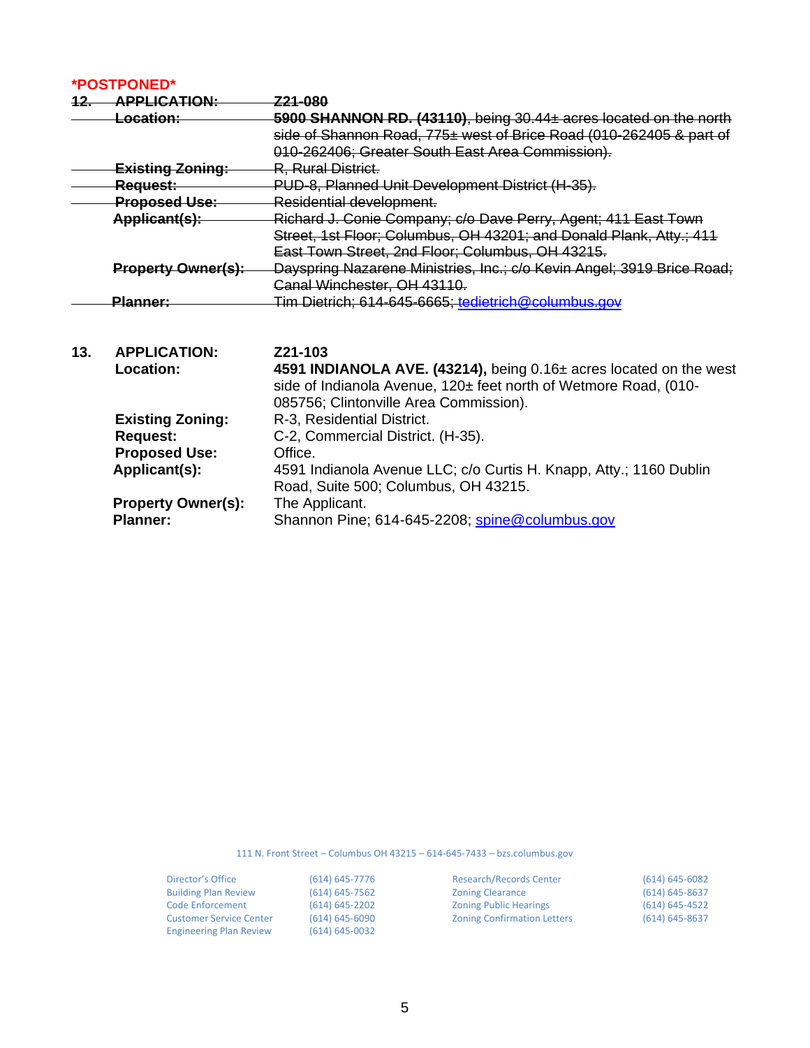***POSTPONED***

~~**12. APPLICATION:** Z21-080~~

~~**Location:** **5900 SHANNON RD. (43110)**, being 30.44± acres located on the north side of Shannon Road, 775± west of Brice Road (010-262405 & part of 010-262406; Greater South East Area Commission).~~

~~**Existing Zoning:** R, Rural District.~~

~~**Request:** PUD-8, Planned Unit Development District (H-35).~~

~~**Proposed Use:** Residential development.~~

~~**Applicant(s):** Richard J. Conie Company; c/o Dave Perry, Agent; 411 East Town Street, 1st Floor; Columbus, OH 43201; and Donald Plank, Atty.; 411 East Town Street, 2nd Floor; Columbus, OH 43215.~~

~~**Property Owner(s):** Dayspring Nazarene Ministries, Inc.; c/o Kevin Angel; 3919 Brice Road; Canal Winchester, OH 43110.~~

~~**Planner:** Tim Dietrich; 614-645-6665; tedietrich@columbus.gov~~

**13. APPLICATION:** Z21-103

**Location:** **4591 INDIANOLA AVE. (43214),** being 0.16± acres located on the west side of Indianola Avenue, 120± feet north of Wetmore Road, (010-085756; Clintonville Area Commission).

**Existing Zoning:** R-3, Residential District.

**Request:** C-2, Commercial District. (H-35).

**Proposed Use:** Office.

**Applicant(s):** 4591 Indianola Avenue LLC; c/o Curtis H. Knapp, Atty.; 1160 Dublin Road, Suite 500; Columbus, OH 43215.

**Property Owner(s):** The Applicant.

**Planner:** Shannon Pine; 614-645-2208; spine@columbus.gov

111 N. Front Street – Columbus OH 43215 – 614-645-7433 – bzs.columbus.gov

| | | | |
|---|---|---|---|
| Director's Office | (614) 645-7776 | Research/Records Center | (614) 645-6082 |
| Building Plan Review | (614) 645-7562 | Zoning Clearance | (614) 645-8637 |
| Code Enforcement | (614) 645-2202 | Zoning Public Hearings | (614) 645-4522 |
| Customer Service Center | (614) 645-6090 | Zoning Confirmation Letters | (614) 645-8637 |
| Engineering Plan Review | (614) 645-0032 | | |